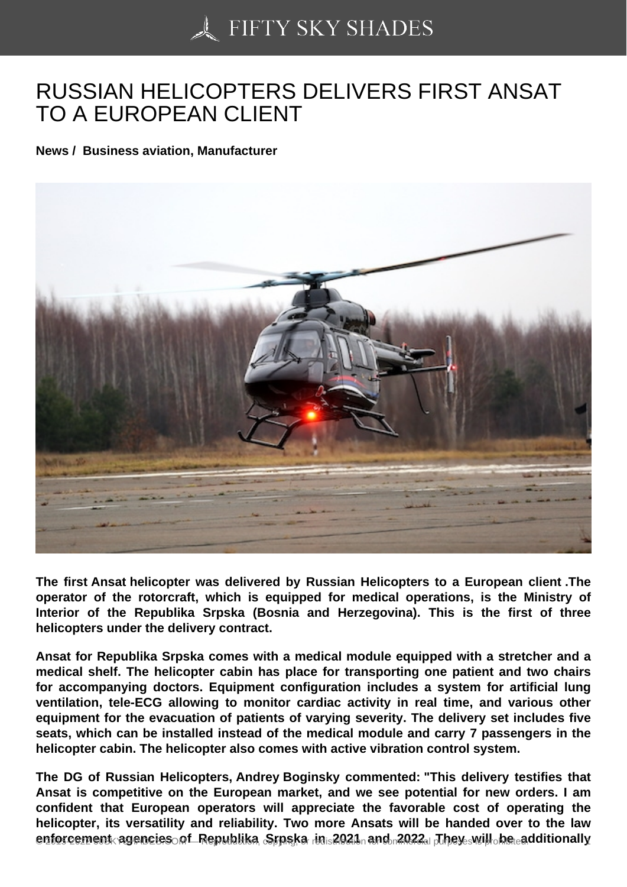# RUSSIAN HELICOPTERS DELIVERS FIRST ANSAT TO A EUROPEAN CLIENT

**News / Business aviation, Manufacturer**

**The first Ansat helicopter was delivered by Russian Helicopters to a European client .The operator of the rotorcraft, which is equipped for medical operations, is the Ministry of Interior of the Republika Srpska (Bosnia and Herzegovina). This is the first of three helicopters under the delivery contract.**

**Ansat for Republika Srpska comes with a medical module equipped with a stretcher and a medical shelf. The helicopter cabin has place for transporting one patient and two chairs for accompanying doctors. Equipment configuration includes a system for artificial lung ventilation, tele-ECG allowing to monitor cardiac activity in real time, and various other equipment for the evacuation of patients of varying severity. The delivery set includes five seats, which can be installed instead of the medical module and carry 7 passengers in the helicopter cabin. The helicopter also comes with active vibration control system.**

**The DG of Russian Helicopters, Andrey Boginsky commented: "This delivery testifies that Ansat is competitive on the European market, and we see potential for new orders. I am confident that European operators will appreciate the favorable cost of operating the helicopter, its versatility and reliability. Two more Ansats will be handed over to the law enforcement agencies of Republika Srpska in 2021 and 2022. They will be additionally**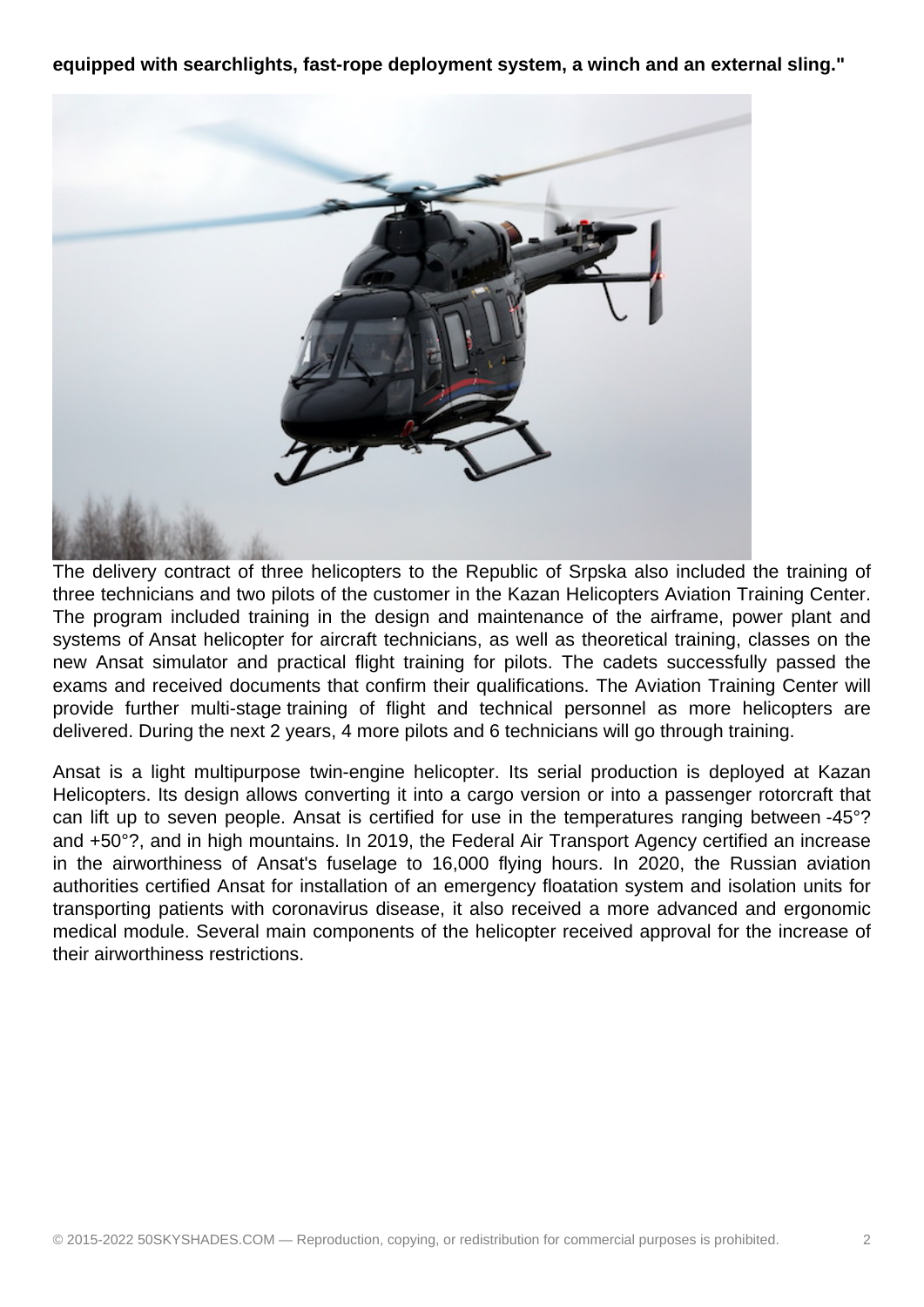**equipped with searchlights, fast-rope deployment system, a winch and an external sling."**

The delivery contract of three helicopters to the Republic of Srpska also included the training of three technicians and two pilots of the customer in the Kazan Helicopters Aviation Training Center. The program included training in the design and maintenance of the airframe, power plant and systems of Ansat helicopter for aircraft technicians, as well as theoretical training, classes on the new Ansat simulator and practical flight training for pilots. The cadets successfully passed the exams and received documents that confirm their qualifications. The Aviation Training Center will provide further multi-stage training of flight and technical personnel as more helicopters are delivered. During the next 2 years, 4 more pilots and 6 technicians will go through training.

Ansat is a light multipurpose twin-engine helicopter. Its serial production is deployed at Kazan Helicopters. Its design allows converting it into a cargo version or into a passenger rotorcraft that can lift up to seven people. Ansat is certified for use in the temperatures ranging between -45°? and +50°?, and in high mountains. In 2019, the Federal Air Transport Agency certified an increase in the airworthiness of Ansat's fuselage to 16,000 flying hours. In 2020, the Russian aviation authorities certified Ansat for installation of an emergency floatation system and isolation units for transporting patients with coronavirus disease, it also received a more advanced and ergonomic medical module. Several main components of the helicopter received approval for the increase of their airworthiness restrictions.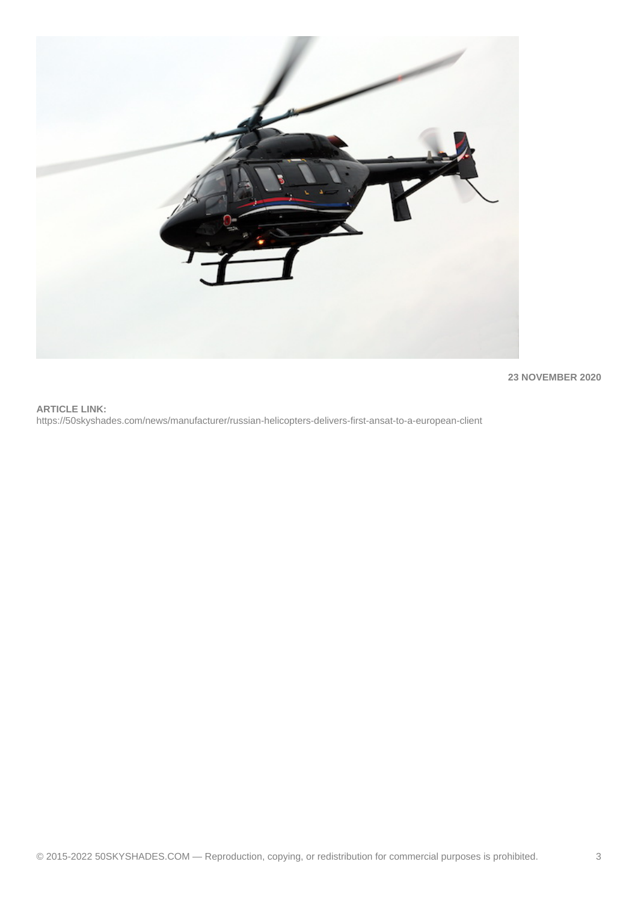23 NOVEMBER 2020

**ARTICLE LINK:**
https://50skyshades.com/news/manufacturer/russian-helicopters-delivers-first-ansat-to-a-european-client

© 2015-2022 50SKYSHADES.COM — Reproduction, copying, or redistribution for commercial purposes is prohibited.